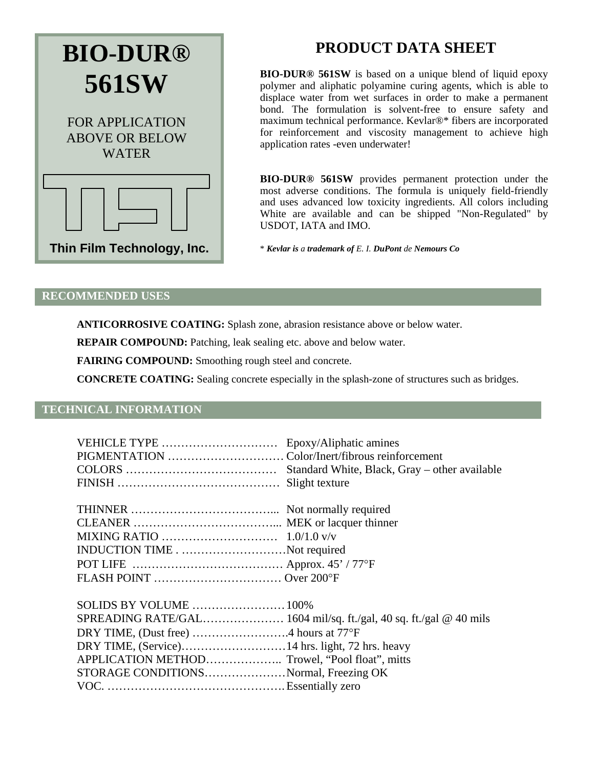# BIO-DUR® 561SW

FOR APPLICATION ABOVE OR BELOW WATER

**Thin Film Technology, Inc.**

## PRODUCT DATA SHEET

**BIO-DUR® 561SW** is based on a unique blend of liquid epoxy polymer and aliphatic polyamine curing agents, which is able to displace water from wet surfaces in order to make a permanent bond. The formulation is solvent-free to ensure safety and maximum technical performance. Kevlar®* fibers are incorporated for reinforcement and viscosity management to achieve high application rates -even underwater!

**BIO-DUR® 561SW** provides permanent protection under the most adverse conditions. The formula is uniquely field-friendly and uses advanced low toxicity ingredients. All colors including White are available and can be shipped "Non-Regulated" by USDOT, IATA and IMO.

\* ***Kevlar is** a **trademark of** E. I. **DuPont** de **Nemours Co***

## RECOMMENDED USES

**ANTICORROSIVE COATING:** Splash zone, abrasion resistance above or below water.

**REPAIR COMPOUND:** Patching, leak sealing etc. above and below water.

**FAIRING COMPOUND:** Smoothing rough steel and concrete.

**CONCRETE COATING:** Sealing concrete especially in the splash-zone of structures such as bridges.

## TECHNICAL INFORMATION

VEHICLE TYPE ………………………… Epoxy/Aliphatic amines
PIGMENTATION ………………………… Color/Inert/fibrous reinforcement
COLORS ………………………………… Standard White, Black, Gray – other available
FINISH …………………………………… Slight texture

THINNER ……………………………….. Not normally required
CLEANER ……………………………….. MEK or lacquer thinner
MIXING RATIO ………………………… 1.0/1.0 v/v
INDUCTION TIME . ………………………Not required
POT LIFE ………………………………… Approx. 45’ / 77°F
FLASH POINT …………………………… Over 200°F

SOLIDS BY VOLUME …………………… 100%
SPREADING RATE/GAL………………… 1604 mil/sq. ft./gal, 40 sq. ft./gal @ 40 mils
DRY TIME, (Dust free) …………………….4 hours at 77°F
DRY TIME, (Service)………………………14 hrs. light, 72 hrs. heavy
APPLICATION METHOD……………….. Trowel, “Pool float”, mitts
STORAGE CONDITIONS…………………Normal, Freezing OK
VOC. ………………………………………Essentially zero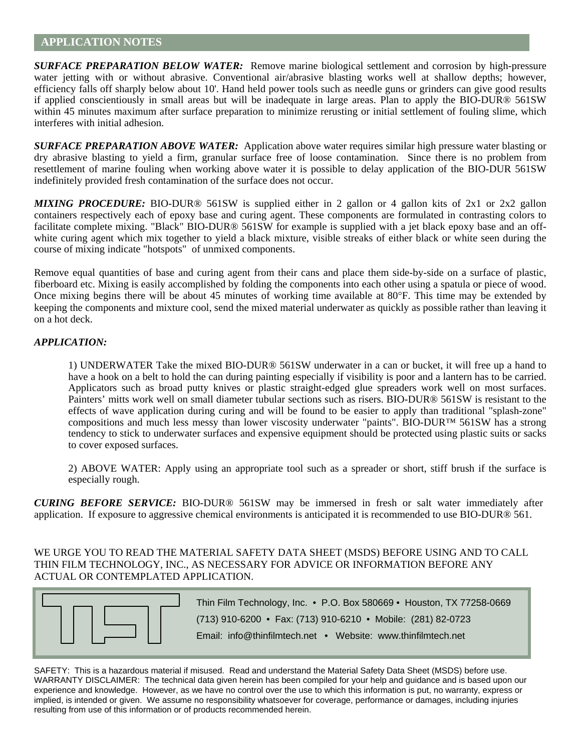## APPLICATION NOTES

***SURFACE PREPARATION BELOW WATER:*** Remove marine biological settlement and corrosion by high-pressure water jetting with or without abrasive. Conventional air/abrasive blasting works well at shallow depths; however, efficiency falls off sharply below about 10'. Hand held power tools such as needle guns or grinders can give good results if applied conscientiously in small areas but will be inadequate in large areas. Plan to apply the BIO-DUR® 561SW within 45 minutes maximum after surface preparation to minimize rerusting or initial settlement of fouling slime, which interferes with initial adhesion.

***SURFACE PREPARATION ABOVE WATER:*** Application above water requires similar high pressure water blasting or dry abrasive blasting to yield a firm, granular surface free of loose contamination. Since there is no problem from resettlement of marine fouling when working above water it is possible to delay application of the BIO-DUR 561SW indefinitely provided fresh contamination of the surface does not occur.

***MIXING PROCEDURE:*** BIO-DUR® 561SW is supplied either in 2 gallon or 4 gallon kits of 2x1 or 2x2 gallon containers respectively each of epoxy base and curing agent. These components are formulated in contrasting colors to facilitate complete mixing. "Black" BIO-DUR® 561SW for example is supplied with a jet black epoxy base and an off-white curing agent which mix together to yield a black mixture, visible streaks of either black or white seen during the course of mixing indicate "hotspots" of unmixed components.

Remove equal quantities of base and curing agent from their cans and place them side-by-side on a surface of plastic, fiberboard etc. Mixing is easily accomplished by folding the components into each other using a spatula or piece of wood. Once mixing begins there will be about 45 minutes of working time available at 80°F. This time may be extended by keeping the components and mixture cool, send the mixed material underwater as quickly as possible rather than leaving it on a hot deck.

***APPLICATION:***

1) UNDERWATER Take the mixed BIO-DUR® 561SW underwater in a can or bucket, it will free up a hand to have a hook on a belt to hold the can during painting especially if visibility is poor and a lantern has to be carried. Applicators such as broad putty knives or plastic straight-edged glue spreaders work well on most surfaces. Painters' mitts work well on small diameter tubular sections such as risers. BIO-DUR® 561SW is resistant to the effects of wave application during curing and will be found to be easier to apply than traditional "splash-zone" compositions and much less messy than lower viscosity underwater "paints". BIO-DUR™ 561SW has a strong tendency to stick to underwater surfaces and expensive equipment should be protected using plastic suits or sacks to cover exposed surfaces.

2) ABOVE WATER: Apply using an appropriate tool such as a spreader or short, stiff brush if the surface is especially rough.

***CURING BEFORE SERVICE:*** BIO-DUR® 561SW may be immersed in fresh or salt water immediately after application. If exposure to aggressive chemical environments is anticipated it is recommended to use BIO-DUR® 561.

WE URGE YOU TO READ THE MATERIAL SAFETY DATA SHEET (MSDS) BEFORE USING AND TO CALL THIN FILM TECHNOLOGY, INC., AS NECESSARY FOR ADVICE OR INFORMATION BEFORE ANY ACTUAL OR CONTEMPLATED APPLICATION.

TFT

Thin Film Technology, Inc. • P.O. Box 580669 • Houston, TX 77258-0669
(713) 910-6200 • Fax: (713) 910-6210 • Mobile: (281) 82-0723
Email: info@thinfilmtech.net • Website: www.thinfilmtech.net

SAFETY: This is a hazardous material if misused. Read and understand the Material Safety Data Sheet (MSDS) before use.
WARRANTY DISCLAIMER: The technical data given herein has been compiled for your help and guidance and is based upon our experience and knowledge. However, as we have no control over the use to which this information is put, no warranty, express or implied, is intended or given. We assume no responsibility whatsoever for coverage, performance or damages, including injuries resulting from use of this information or of products recommended herein.